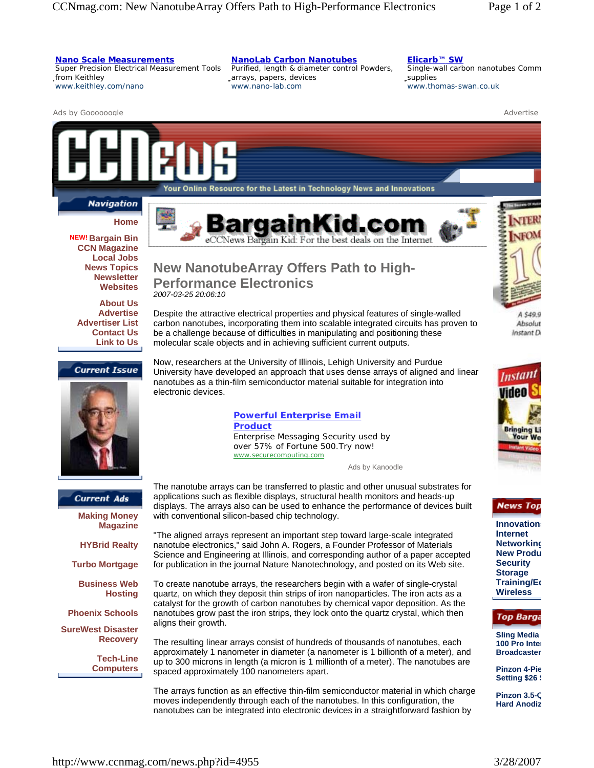**Nano Scale Measurements**
Super Precision Electrical Measurement Tools from Keithley
www.keithley.com/nano

**NanoLab Carbon Nanotubes**
Purified, length & diameter control Powders, arrays, papers, devices
www.nano-lab.com

**Elicarb™ SW**
Single-wall carbon nanotubes Comm supplies
www.thomas-swan.co.uk

Ads by Goooooogle

Advertise

# CCNews

Your Online Resource for the Latest in Technology News and Innovations

**Navigation**

- Home
- NEW! Bargain Bin
- CCN Magazine
- Local Jobs
- News Topics
- Newsletter
- Websites
- About Us
- Advertise
- Advertiser List
- Contact Us
- Link to Us

**Current Issue**

**Current Ads**

- Making Money Magazine
- HYBrid Realty
- Turbo Mortgage
- Business Web Hosting
- Phoenix Schools
- SureWest Disaster Recovery
- Tech-Line Computers

BargainKid.com
eCCNews Bargain Kid: For the best deals on the Internet

## New NanotubeArray Offers Path to High-Performance Electronics

*2007-03-25 20:06:10*

Despite the attractive electrical properties and physical features of single-walled carbon nanotubes, incorporating them into scalable integrated circuits has proven to be a challenge because of difficulties in manipulating and positioning these molecular scale objects and in achieving sufficient current outputs.

Now, researchers at the University of Illinois, Lehigh University and Purdue University have developed an approach that uses dense arrays of aligned and linear nanotubes as a thin-film semiconductor material suitable for integration into electronic devices.

**Powerful Enterprise Email Product**
Enterprise Messaging Security used by over 57% of Fortune 500.Try now!
www.securecomputing.com

Ads by Kanoodle

The nanotube arrays can be transferred to plastic and other unusual substrates for applications such as flexible displays, structural health monitors and heads-up displays. The arrays also can be used to enhance the performance of devices built with conventional silicon-based chip technology.

"The aligned arrays represent an important step toward large-scale integrated nanotube electronics," said John A. Rogers, a Founder Professor of Materials Science and Engineering at Illinois, and corresponding author of a paper accepted for publication in the journal Nature Nanotechnology, and posted on its Web site.

To create nanotube arrays, the researchers begin with a wafer of single-crystal quartz, on which they deposit thin strips of iron nanoparticles. The iron acts as a catalyst for the growth of carbon nanotubes by chemical vapor deposition. As the nanotubes grow past the iron strips, they lock onto the quartz crystal, which then aligns their growth.

The resulting linear arrays consist of hundreds of thousands of nanotubes, each approximately 1 nanometer in diameter (a nanometer is 1 billionth of a meter), and up to 300 microns in length (a micron is 1 millionth of a meter). The nanotubes are spaced approximately 100 nanometers apart.

The arrays function as an effective thin-film semiconductor material in which charge moves independently through each of the nanotubes. In this configuration, the nanotubes can be integrated into electronic devices in a straightforward fashion by

**News Top**

- Innovation
- Internet
- Networking
- New Produ
- Security
- Storage
- Training/Ed
- Wireless

**Top Barga**

- Sling Media 100 Pro Inte Broadcaster
- Pinzon 4-Pie Setting $26
- Pinzon 3.5-Q Hard Anodiz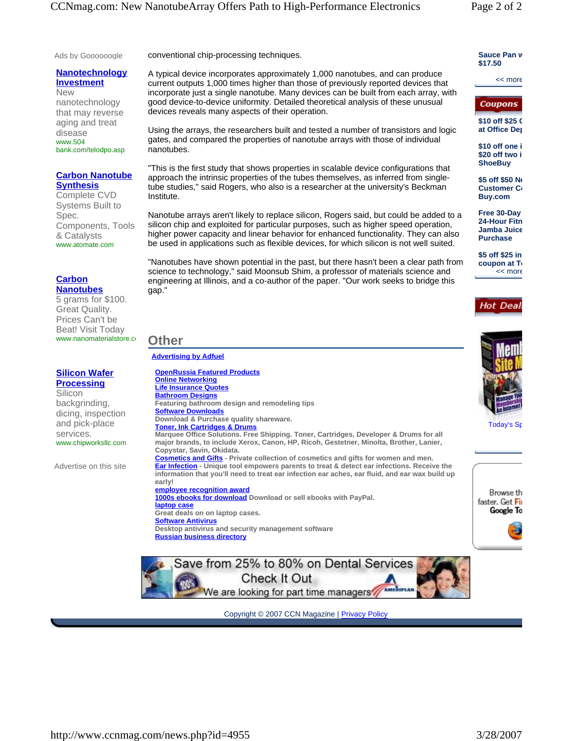Ads by Goooooogle

**[Nanotechnology Investment](#)**
New nanotechnology that may reverse aging and treat disease
www.504 bank.com/telodpo.asp

**[Carbon Nanotube Synthesis](#)**
Complete CVD Systems Built to Spec. Components, Tools & Catalysts
www.atomate.com

**[Carbon Nanotubes](#)**
5 grams for $100. Great Quality. Prices Can't be Beat! Visit Today
www.nanomaterialstore.c

**[Silicon Wafer Processing](#)**
Silicon backgrinding, dicing, inspection and pick-place services.
www.chipworksllc.com

Advertise on this site

conventional chip-processing techniques.

A typical device incorporates approximately 1,000 nanotubes, and can produce current outputs 1,000 times higher than those of previously reported devices that incorporate just a single nanotube. Many devices can be built from each array, with good device-to-device uniformity. Detailed theoretical analysis of these unusual devices reveals many aspects of their operation.

Using the arrays, the researchers built and tested a number of transistors and logic gates, and compared the properties of nanotube arrays with those of individual nanotubes.

"This is the first study that shows properties in scalable device configurations that approach the intrinsic properties of the tubes themselves, as inferred from single-tube studies," said Rogers, who also is a researcher at the university's Beckman Institute.

Nanotube arrays aren't likely to replace silicon, Rogers said, but could be added to a silicon chip and exploited for particular purposes, such as higher speed operation, higher power capacity and linear behavior for enhanced functionality. They can also be used in applications such as flexible devices, for which silicon is not well suited.

"Nanotubes have shown potential in the past, but there hasn't been a clear path from science to technology," said Moonsub Shim, a professor of materials science and engineering at Illinois, and a co-author of the paper. "Our work seeks to bridge this gap."

## Other

**[Advertising by Adfuel](#)**

**[OpenRussia Featured Products](#)**
**[Online Networking](#)**
**[Life Insurance Quotes](#)**
**[Bathroom Designs](#)**
Featuring bathroom design and remodeling tips
**[Software Downloads](#)**
Download & Purchase quality shareware.
**[Toner, Ink Cartridges & Drums](#)**
Marquee Office Solutions. Free Shipping. Toner, Cartridges, Developer & Drums for all major brands, to include Xerox, Canon, HP, Ricoh, Gestetner, Minolta, Brother, Lanier, Copystar, Savin, Okidata.
**[Cosmetics and Gifts](#)** - Private collection of cosmetics and gifts for women and men.
**[Ear Infection](#)** - Unique tool empowers parents to treat & detect ear infections. Receive the information that you'll need to treat ear infection ear aches, ear fluid, and ear wax build up early!
**[employee recognition award](#)**
**[1000s ebooks for download](#)** Download or sell ebooks with PayPal.
**[laptop case](#)**
Great deals on on laptop cases.
**[Software Antivirus](#)**
Desktop antivirus and security management software
**[Russian business directory](#)**

Save from 25% to 80% on Dental Services
Check It Out
We are looking for part time managers

Sauce Pan w
$17.50
<< more

Coupons

$10 off $25 O at Office Dep

$10 off one i $20 off two i ShoeBuy

$5 off $50 Ne Customer Co Buy.com

Free 30-Day 24-Hour Fitn Jamba Juice Purchase

$5 off $25 in coupon at To
<< more

Hot Deals

Today's Sp

Browse th faster. Get Fi Google To

Copyright © 2007 CCN Magazine | [Privacy Policy](#)